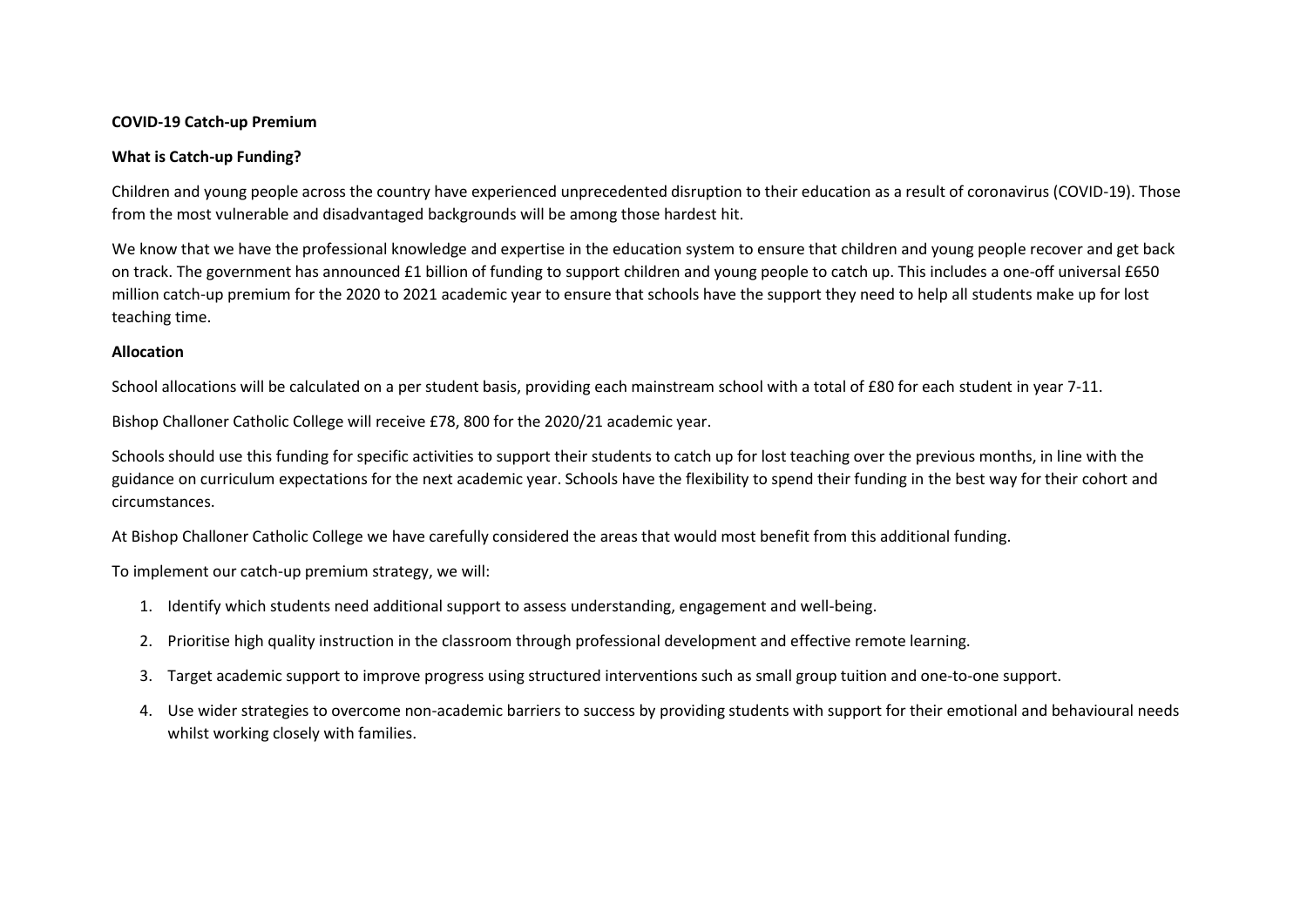**COVID-19 Catch-up Premium**

**What is Catch-up Funding?**

Children and young people across the country have experienced unprecedented disruption to their education as a result of coronavirus (COVID-19). Those from the most vulnerable and disadvantaged backgrounds will be among those hardest hit.

We know that we have the professional knowledge and expertise in the education system to ensure that children and young people recover and get back on track. The government has announced £1 billion of funding to support children and young people to catch up. This includes a one-off universal £650 million catch-up premium for the 2020 to 2021 academic year to ensure that schools have the support they need to help all students make up for lost teaching time.

**Allocation**

School allocations will be calculated on a per student basis, providing each mainstream school with a total of £80 for each student in year 7-11.

Bishop Challoner Catholic College will receive £78, 800 for the 2020/21 academic year.

Schools should use this funding for specific activities to support their students to catch up for lost teaching over the previous months, in line with the guidance on curriculum expectations for the next academic year. Schools have the flexibility to spend their funding in the best way for their cohort and circumstances.

At Bishop Challoner Catholic College we have carefully considered the areas that would most benefit from this additional funding.

To implement our catch-up premium strategy, we will:

1. Identify which students need additional support to assess understanding, engagement and well-being.
2. Prioritise high quality instruction in the classroom through professional development and effective remote learning.
3. Target academic support to improve progress using structured interventions such as small group tuition and one-to-one support.
4. Use wider strategies to overcome non-academic barriers to success by providing students with support for their emotional and behavioural needs whilst working closely with families.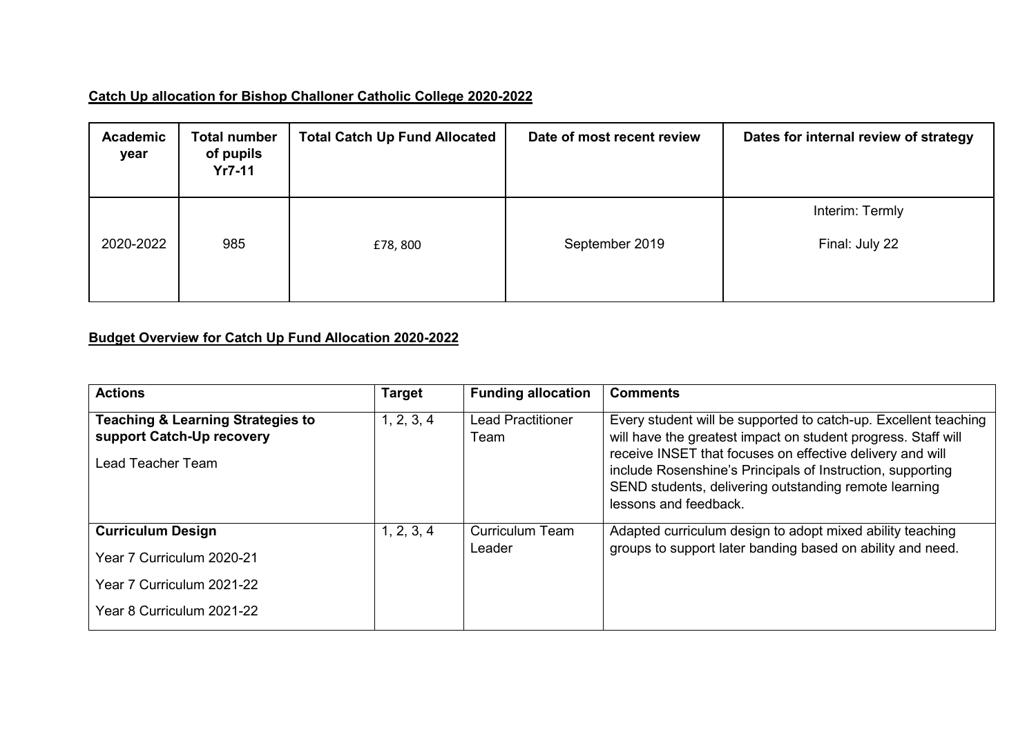**Catch Up allocation for Bishop Challoner Catholic College 2020-2022**

| Academic year | Total number of pupils Yr7-11 | Total Catch Up Fund Allocated | Date of most recent review | Dates for internal review of strategy |
|---|---|---|---|---|
| 2020-2022 | 985 | £78, 800 | September 2019 | Interim: Termly<br>Final: July 22 |

**Budget Overview for Catch Up Fund Allocation 2020-2022**

| Actions | Target | Funding allocation | Comments |
|---|---|---|---|
| **Teaching & Learning Strategies to support Catch-Up recovery**<br>Lead Teacher Team | 1, 2, 3, 4 | Lead Practitioner Team | Every student will be supported to catch-up. Excellent teaching will have the greatest impact on student progress. Staff will receive INSET that focuses on effective delivery and will include Rosenshine's Principals of Instruction, supporting SEND students, delivering outstanding remote learning lessons and feedback. |
| **Curriculum Design**<br>Year 7 Curriculum 2020-21<br>Year 7 Curriculum 2021-22<br>Year 8 Curriculum 2021-22 | 1, 2, 3, 4 | Curriculum Team Leader | Adapted curriculum design to adopt mixed ability teaching groups to support later banding based on ability and need. |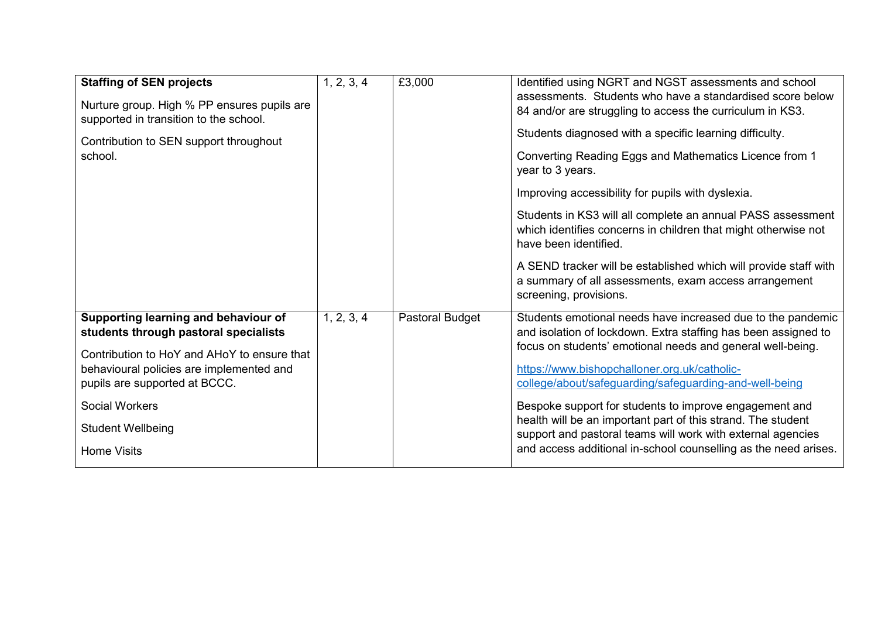| | | | |
|---|---|---|---|
| **Staffing of SEN projects**<br><br>Nurture group. High % PP ensures pupils are supported in transition to the school.<br><br>Contribution to SEN support throughout school. | 1, 2, 3, 4 | £3,000 | Identified using NGRT and NGST assessments and school assessments. Students who have a standardised score below 84 and/or are struggling to access the curriculum in KS3.<br><br>Students diagnosed with a specific learning difficulty.<br><br>Converting Reading Eggs and Mathematics Licence from 1 year to 3 years.<br><br>Improving accessibility for pupils with dyslexia.<br><br>Students in KS3 will all complete an annual PASS assessment which identifies concerns in children that might otherwise not have been identified.<br><br>A SEND tracker will be established which will provide staff with a summary of all assessments, exam access arrangement screening, provisions. |
| **Supporting learning and behaviour of students through pastoral specialists**<br><br>Contribution to HoY and AHoY to ensure that behavioural policies are implemented and pupils are supported at BCCC.<br><br>Social Workers<br><br>Student Wellbeing<br><br>Home Visits | 1, 2, 3, 4 | Pastoral Budget | Students emotional needs have increased due to the pandemic and isolation of lockdown. Extra staffing has been assigned to focus on students' emotional needs and general well-being.<br><br>https://www.bishopchalloner.org.uk/catholic-college/about/safeguarding/safeguarding-and-well-being<br><br>Bespoke support for students to improve engagement and health will be an important part of this strand. The student support and pastoral teams will work with external agencies and access additional in-school counselling as the need arises. |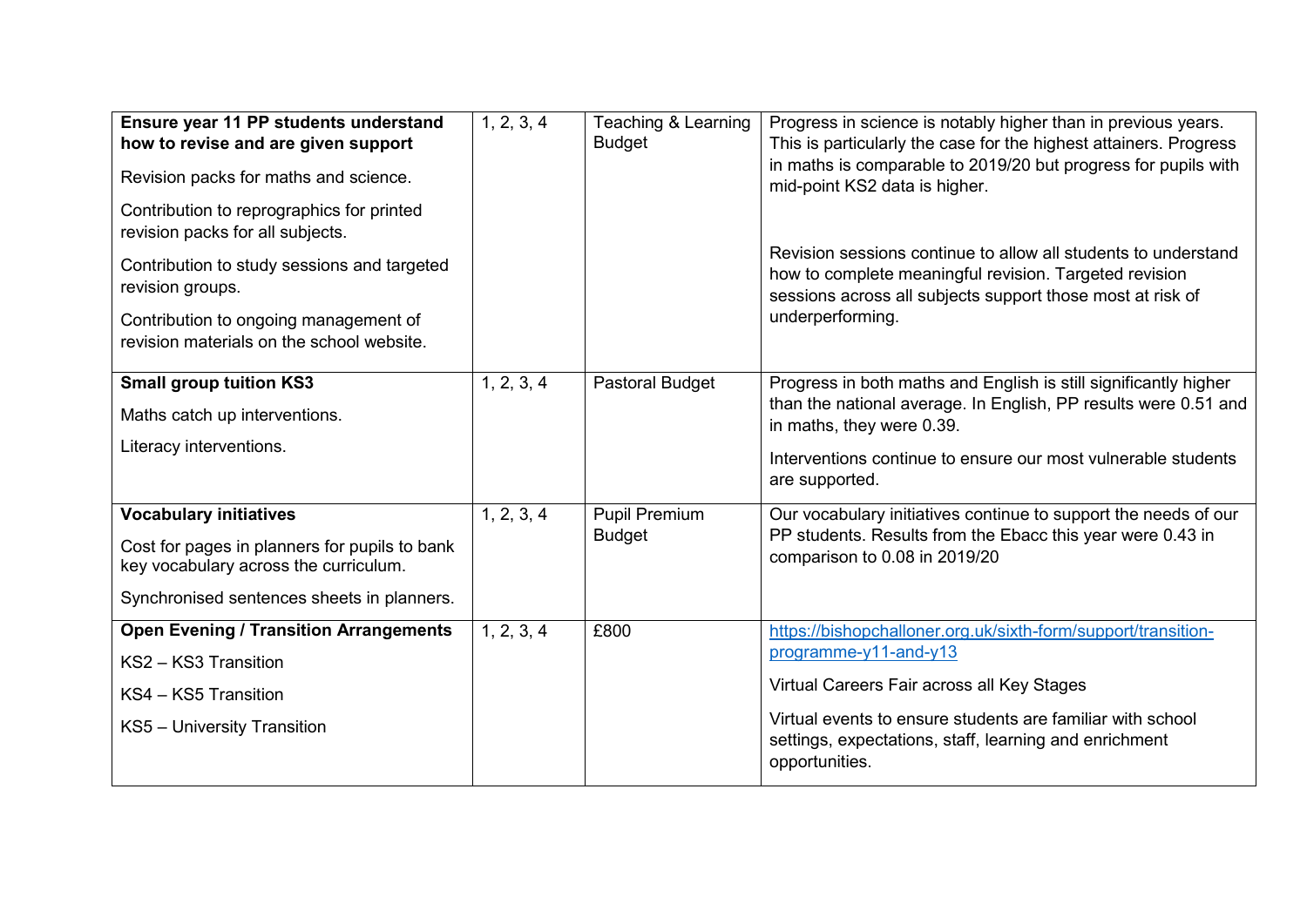| **Ensure year 11 PP students understand how to revise and are given support**<br><br>Revision packs for maths and science.<br><br>Contribution to reprographics for printed revision packs for all subjects.<br><br>Contribution to study sessions and targeted revision groups.<br><br>Contribution to ongoing management of revision materials on the school website. | 1, 2, 3, 4 | Teaching & Learning Budget | Progress in science is notably higher than in previous years. This is particularly the case for the highest attainers. Progress in maths is comparable to 2019/20 but progress for pupils with mid-point KS2 data is higher.<br><br>Revision sessions continue to allow all students to understand how to complete meaningful revision. Targeted revision sessions across all subjects support those most at risk of underperforming. |
|---|---|---|---|
| **Small group tuition KS3**<br><br>Maths catch up interventions.<br><br>Literacy interventions. | 1, 2, 3, 4 | Pastoral Budget | Progress in both maths and English is still significantly higher than the national average. In English, PP results were 0.51 and in maths, they were 0.39.<br><br>Interventions continue to ensure our most vulnerable students are supported. |
| **Vocabulary initiatives**<br><br>Cost for pages in planners for pupils to bank key vocabulary across the curriculum.<br><br>Synchronised sentences sheets in planners. | 1, 2, 3, 4 | Pupil Premium Budget | Our vocabulary initiatives continue to support the needs of our PP students. Results from the Ebacc this year were 0.43 in comparison to 0.08 in 2019/20 |
| **Open Evening / Transition Arrangements**<br><br>KS2 – KS3 Transition<br><br>KS4 – KS5 Transition<br><br>KS5 – University Transition | 1, 2, 3, 4 | £800 | https://bishopchalloner.org.uk/sixth-form/support/transition-programme-y11-and-y13<br><br>Virtual Careers Fair across all Key Stages<br><br>Virtual events to ensure students are familiar with school settings, expectations, staff, learning and enrichment opportunities. |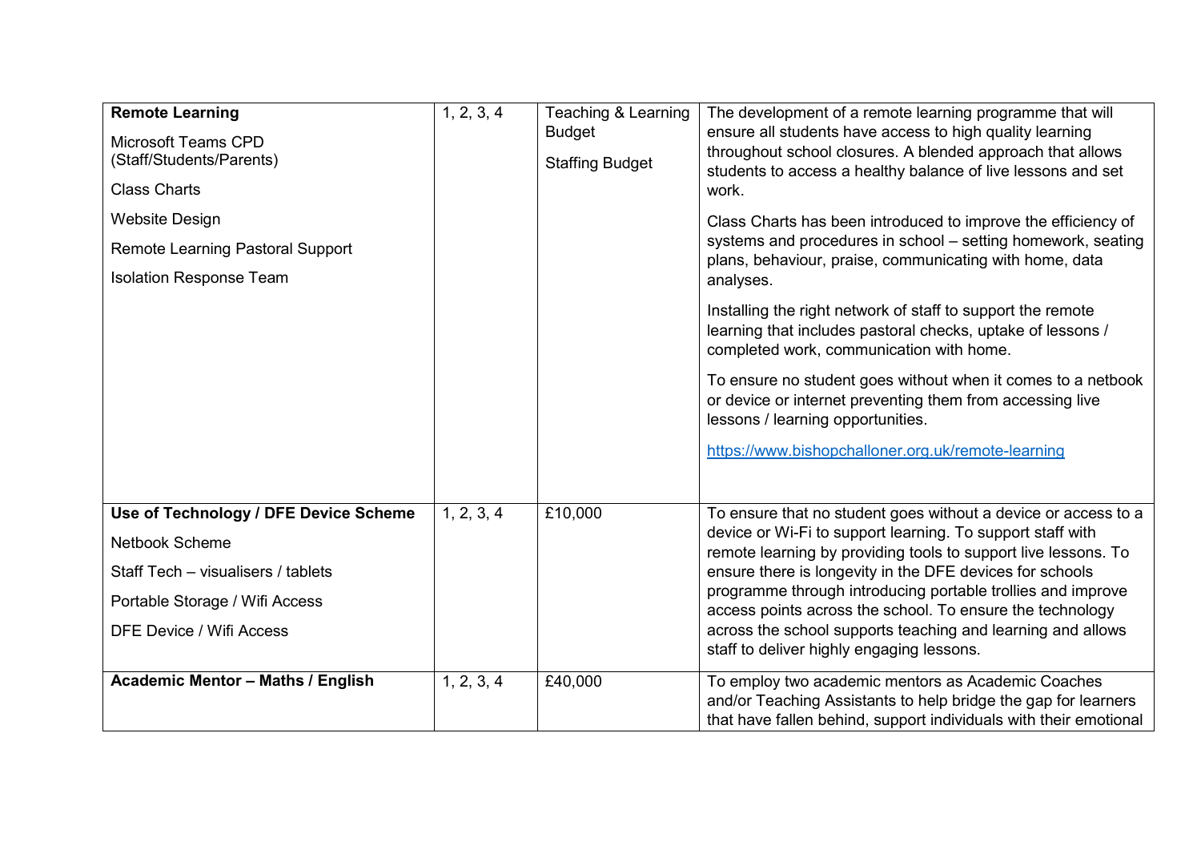| | | | |
|---|---|---|---|
| **Remote Learning**<br><br>Microsoft Teams CPD (Staff/Students/Parents)<br><br>Class Charts<br><br>Website Design<br><br>Remote Learning Pastoral Support<br><br>Isolation Response Team | 1, 2, 3, 4 | Teaching & Learning Budget<br><br>Staffing Budget | The development of a remote learning programme that will ensure all students have access to high quality learning throughout school closures. A blended approach that allows students to access a healthy balance of live lessons and set work.<br><br>Class Charts has been introduced to improve the efficiency of systems and procedures in school – setting homework, seating plans, behaviour, praise, communicating with home, data analyses.<br><br>Installing the right network of staff to support the remote learning that includes pastoral checks, uptake of lessons / completed work, communication with home.<br><br>To ensure no student goes without when it comes to a netbook or device or internet preventing them from accessing live lessons / learning opportunities.<br><br>[https://www.bishopchalloner.org.uk/remote-learning](https://www.bishopchalloner.org.uk/remote-learning) |
| **Use of Technology / DFE Device Scheme**<br><br>Netbook Scheme<br><br>Staff Tech – visualisers / tablets<br><br>Portable Storage / Wifi Access<br><br>DFE Device / Wifi Access | 1, 2, 3, 4 | £10,000 | To ensure that no student goes without a device or access to a device or Wi-Fi to support learning. To support staff with remote learning by providing tools to support live lessons. To ensure there is longevity in the DFE devices for schools programme through introducing portable trollies and improve access points across the school. To ensure the technology across the school supports teaching and learning and allows staff to deliver highly engaging lessons. |
| **Academic Mentor – Maths / English** | 1, 2, 3, 4 | £40,000 | To employ two academic mentors as Academic Coaches and/or Teaching Assistants to help bridge the gap for learners that have fallen behind, support individuals with their emotional |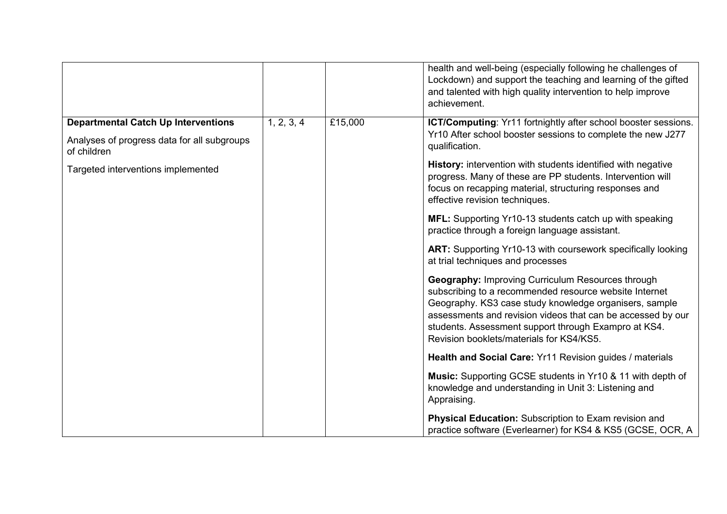| | | | |
|---|---|---|---|
| | | | health and well-being (especially following he challenges of Lockdown) and support the teaching and learning of the gifted and talented with high quality intervention to help improve achievement. |
| **Departmental Catch Up Interventions**<br><br>Analyses of progress data for all subgroups of children<br><br>Targeted interventions implemented | 1, 2, 3, 4 | £15,000 | **ICT/Computing**: Yr11 fortnightly after school booster sessions. Yr10 After school booster sessions to complete the new J277 qualification.<br><br>**History:** intervention with students identified with negative progress. Many of these are PP students. Intervention will focus on recapping material, structuring responses and effective revision techniques.<br><br>**MFL:** Supporting Yr10-13 students catch up with speaking practice through a foreign language assistant.<br><br>**ART:** Supporting Yr10-13 with coursework specifically looking at trial techniques and processes<br><br>**Geography:** Improving Curriculum Resources through subscribing to a recommended resource website Internet Geography. KS3 case study knowledge organisers, sample assessments and revision videos that can be accessed by our students. Assessment support through Exampro at KS4. Revision booklets/materials for KS4/KS5.<br><br>**Health and Social Care:** Yr11 Revision guides / materials<br><br>**Music:** Supporting GCSE students in Yr10 & 11 with depth of knowledge and understanding in Unit 3: Listening and Appraising.<br><br>**Physical Education:** Subscription to Exam revision and practice software (Everlearner) for KS4 & KS5 (GCSE, OCR, A |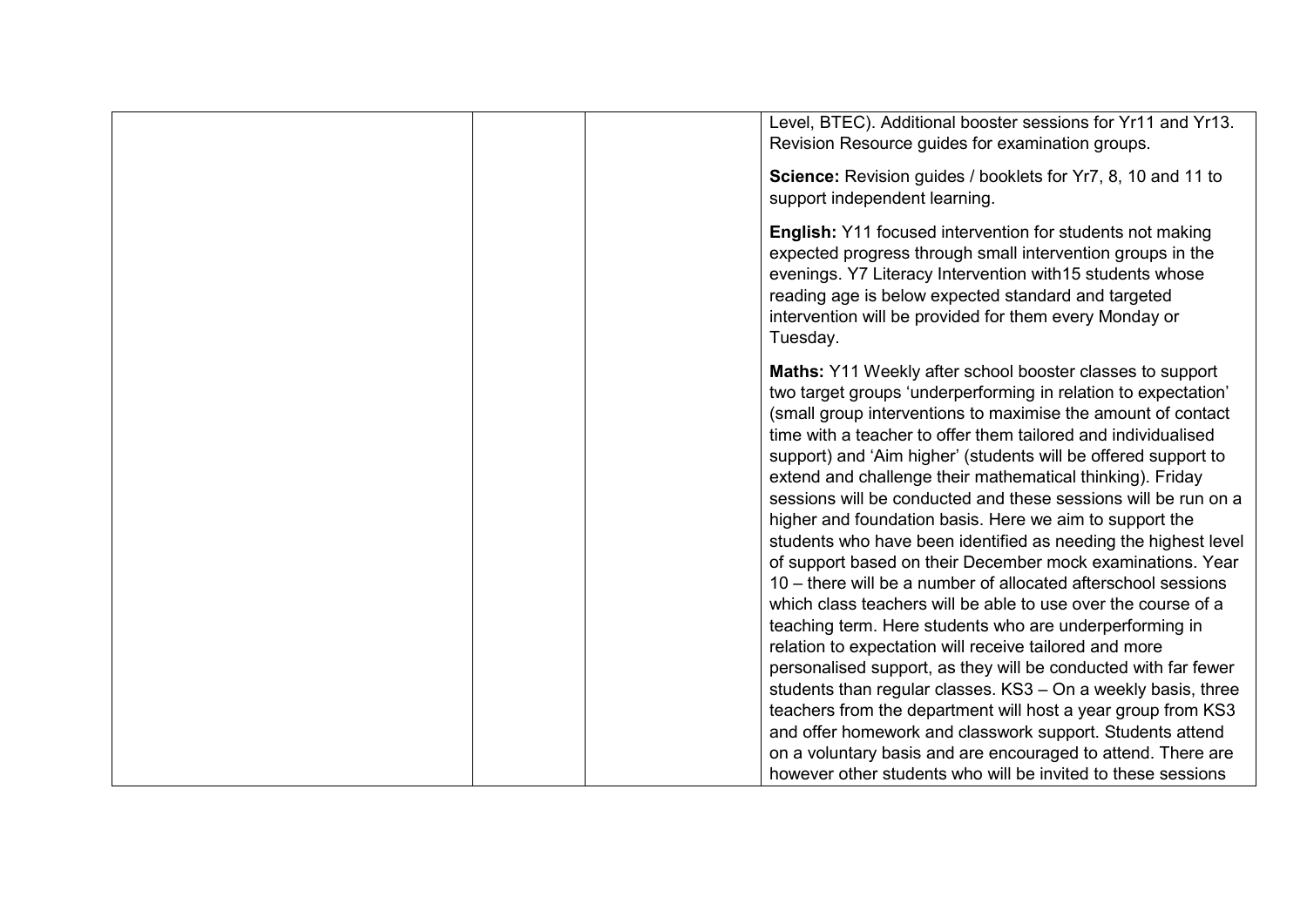| | | | |
|---|---|---|---|
| | | | Level, BTEC). Additional booster sessions for Yr11 and Yr13. Revision Resource guides for examination groups.<br><br>**Science:** Revision guides / booklets for Yr7, 8, 10 and 11 to support independent learning.<br><br>**English:** Y11 focused intervention for students not making expected progress through small intervention groups in the evenings. Y7 Literacy Intervention with15 students whose reading age is below expected standard and targeted intervention will be provided for them every Monday or Tuesday.<br><br>**Maths:** Y11 Weekly after school booster classes to support two target groups 'underperforming in relation to expectation' (small group interventions to maximise the amount of contact time with a teacher to offer them tailored and individualised support) and 'Aim higher' (students will be offered support to extend and challenge their mathematical thinking). Friday sessions will be conducted and these sessions will be run on a higher and foundation basis. Here we aim to support the students who have been identified as needing the highest level of support based on their December mock examinations. Year 10 – there will be a number of allocated afterschool sessions which class teachers will be able to use over the course of a teaching term. Here students who are underperforming in relation to expectation will receive tailored and more personalised support, as they will be conducted with far fewer students than regular classes. KS3 – On a weekly basis, three teachers from the department will host a year group from KS3 and offer homework and classwork support. Students attend on a voluntary basis and are encouraged to attend. There are however other students who will be invited to these sessions |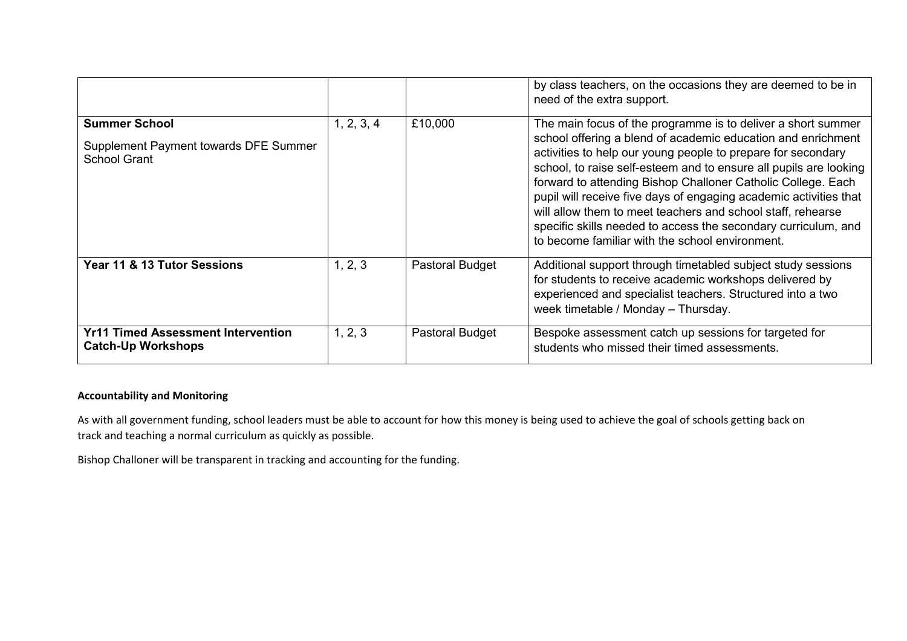| | | | |
|---|---|---|---|
| | | | by class teachers, on the occasions they are deemed to be in need of the extra support. |
| **Summer School**<br><br>Supplement Payment towards DFE Summer School Grant | 1, 2, 3, 4 | £10,000 | The main focus of the programme is to deliver a short summer school offering a blend of academic education and enrichment activities to help our young people to prepare for secondary school, to raise self-esteem and to ensure all pupils are looking forward to attending Bishop Challoner Catholic College. Each pupil will receive five days of engaging academic activities that will allow them to meet teachers and school staff, rehearse specific skills needed to access the secondary curriculum, and to become familiar with the school environment. |
| **Year 11 & 13 Tutor Sessions** | 1, 2, 3 | Pastoral Budget | Additional support through timetabled subject study sessions for students to receive academic workshops delivered by experienced and specialist teachers. Structured into a two week timetable / Monday – Thursday. |
| **Yr11 Timed Assessment Intervention Catch-Up Workshops** | 1, 2, 3 | Pastoral Budget | Bespoke assessment catch up sessions for targeted for students who missed their timed assessments. |

**Accountability and Monitoring**

As with all government funding, school leaders must be able to account for how this money is being used to achieve the goal of schools getting back on track and teaching a normal curriculum as quickly as possible.

Bishop Challoner will be transparent in tracking and accounting for the funding.